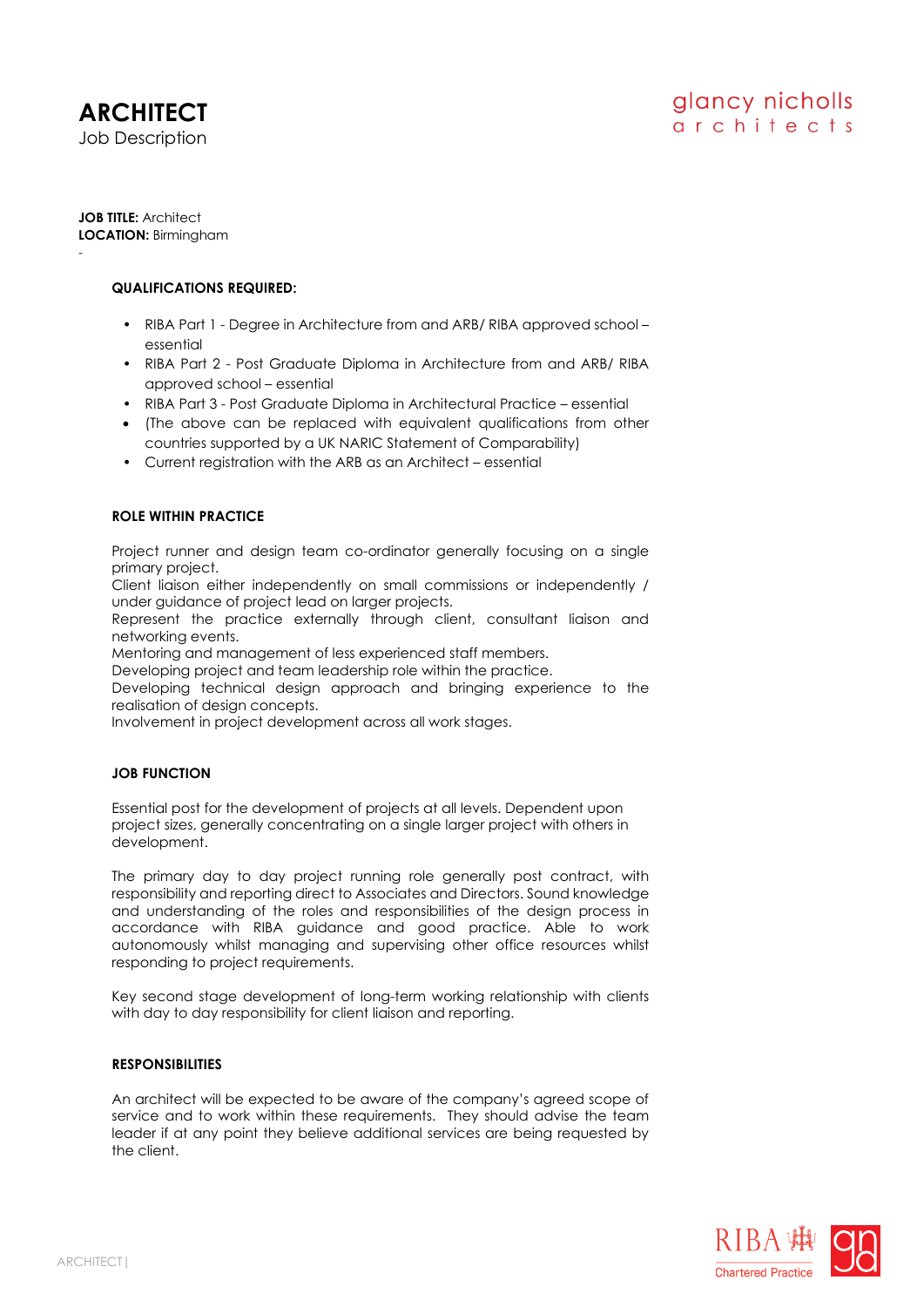# ARCHITECT

Job Description

glancy nicholls architects

**JOB TITLE:** Architect
**LOCATION:** Birmingham

-

**QUALIFICATIONS REQUIRED:**

- RIBA Part 1 - Degree in Architecture from and ARB/ RIBA approved school – essential
- RIBA Part 2 - Post Graduate Diploma in Architecture from and ARB/ RIBA approved school – essential
- RIBA Part 3 - Post Graduate Diploma in Architectural Practice – essential
- (The above can be replaced with equivalent qualifications from other countries supported by a UK NARIC Statement of Comparability)
- Current registration with the ARB as an Architect – essential

**ROLE WITHIN PRACTICE**

Project runner and design team co-ordinator generally focusing on a single primary project.
Client liaison either independently on small commissions or independently / under guidance of project lead on larger projects.
Represent the practice externally through client, consultant liaison and networking events.
Mentoring and management of less experienced staff members.
Developing project and team leadership role within the practice.
Developing technical design approach and bringing experience to the realisation of design concepts.
Involvement in project development across all work stages.

**JOB FUNCTION**

Essential post for the development of projects at all levels. Dependent upon project sizes, generally concentrating on a single larger project with others in development.

The primary day to day project running role generally post contract, with responsibility and reporting direct to Associates and Directors. Sound knowledge and understanding of the roles and responsibilities of the design process in accordance with RIBA guidance and good practice. Able to work autonomously whilst managing and supervising other office resources whilst responding to project requirements.

Key second stage development of long-term working relationship with clients with day to day responsibility for client liaison and reporting.

**RESPONSIBILITIES**

An architect will be expected to be aware of the company's agreed scope of service and to work within these requirements. They should advise the team leader if at any point they believe additional services are being requested by the client.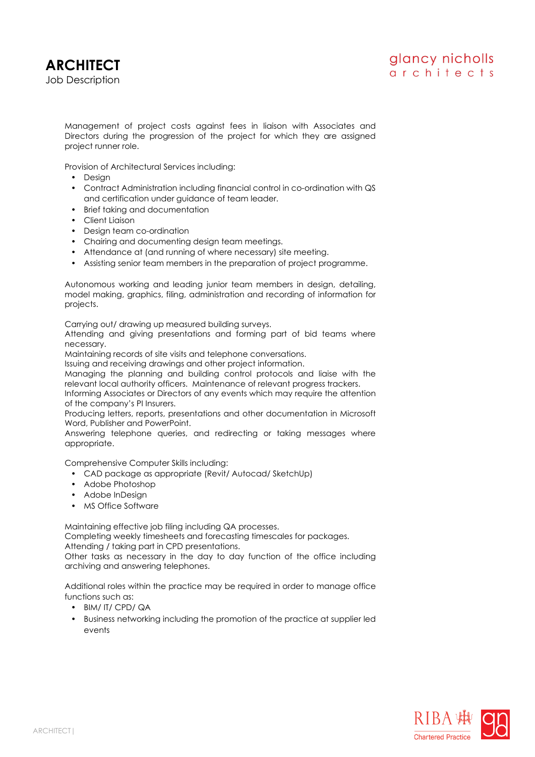# ARCHITECT

Job Description

Management of project costs against fees in liaison with Associates and Directors during the progression of the project for which they are assigned project runner role.

Provision of Architectural Services including:

- Design
- Contract Administration including financial control in co-ordination with QS and certification under guidance of team leader.
- Brief taking and documentation
- Client Liaison
- Design team co-ordination
- Chairing and documenting design team meetings.
- Attendance at (and running of where necessary) site meeting.
- Assisting senior team members in the preparation of project programme.

Autonomous working and leading junior team members in design, detailing, model making, graphics, filing, administration and recording of information for projects.

Carrying out/ drawing up measured building surveys.
Attending and giving presentations and forming part of bid teams where necessary.
Maintaining records of site visits and telephone conversations.
Issuing and receiving drawings and other project information.
Managing the planning and building control protocols and liaise with the relevant local authority officers. Maintenance of relevant progress trackers.
Informing Associates or Directors of any events which may require the attention of the company's PI Insurers.
Producing letters, reports, presentations and other documentation in Microsoft Word, Publisher and PowerPoint.
Answering telephone queries, and redirecting or taking messages where appropriate.

Comprehensive Computer Skills including:

- CAD package as appropriate (Revit/ Autocad/ SketchUp)
- Adobe Photoshop
- Adobe InDesign
- MS Office Software

Maintaining effective job filing including QA processes.
Completing weekly timesheets and forecasting timescales for packages.
Attending / taking part in CPD presentations.
Other tasks as necessary in the day to day function of the office including archiving and answering telephones.

Additional roles within the practice may be required in order to manage office functions such as:

- BIM/ IT/ CPD/ QA
- Business networking including the promotion of the practice at supplier led events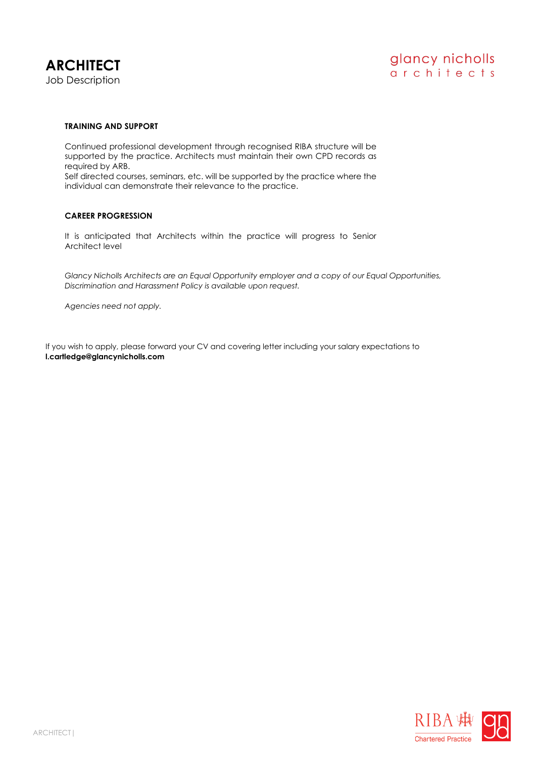## TRAINING AND SUPPORT

Continued professional development through recognised RIBA structure will be supported by the practice. Architects must maintain their own CPD records as required by ARB.
Self directed courses, seminars, etc. will be supported by the practice where the individual can demonstrate their relevance to the practice.

## CAREER PROGRESSION

It is anticipated that Architects within the practice will progress to Senior Architect level

*Glancy Nicholls Architects are an Equal Opportunity employer and a copy of our Equal Opportunities, Discrimination and Harassment Policy is available upon request.*

*Agencies need not apply.*

If you wish to apply, please forward your CV and covering letter including your salary expectations to **l.cartledge@glancynicholls.com**